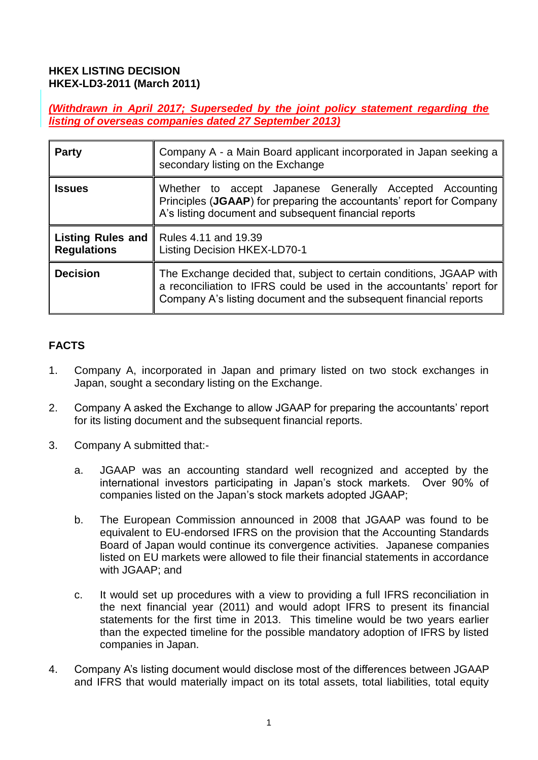**HKEX LISTING DECISION**
**HKEX-LD3-2011 (March 2011)**

***(Withdrawn in April 2017; Superseded by the joint policy statement regarding the listing of overseas companies dated 27 September 2013)***

| **Party** | Company A - a Main Board applicant incorporated in Japan seeking a secondary listing on the Exchange |
|---|---|
| **Issues** | Whether to accept Japanese Generally Accepted Accounting Principles (**JGAAP**) for preparing the accountants' report for Company A's listing document and subsequent financial reports |
| **Listing Rules and Regulations** | Rules 4.11 and 19.39<br>Listing Decision HKEX-LD70-1 |
| **Decision** | The Exchange decided that, subject to certain conditions, JGAAP with a reconciliation to IFRS could be used in the accountants' report for Company A's listing document and the subsequent financial reports |

## FACTS

1. Company A, incorporated in Japan and primary listed on two stock exchanges in Japan, sought a secondary listing on the Exchange.

2. Company A asked the Exchange to allow JGAAP for preparing the accountants' report for its listing document and the subsequent financial reports.

3. Company A submitted that:-

   a. JGAAP was an accounting standard well recognized and accepted by the international investors participating in Japan's stock markets. Over 90% of companies listed on the Japan's stock markets adopted JGAAP;

   b. The European Commission announced in 2008 that JGAAP was found to be equivalent to EU-endorsed IFRS on the provision that the Accounting Standards Board of Japan would continue its convergence activities. Japanese companies listed on EU markets were allowed to file their financial statements in accordance with JGAAP; and

   c. It would set up procedures with a view to providing a full IFRS reconciliation in the next financial year (2011) and would adopt IFRS to present its financial statements for the first time in 2013. This timeline would be two years earlier than the expected timeline for the possible mandatory adoption of IFRS by listed companies in Japan.

4. Company A's listing document would disclose most of the differences between JGAAP and IFRS that would materially impact on its total assets, total liabilities, total equity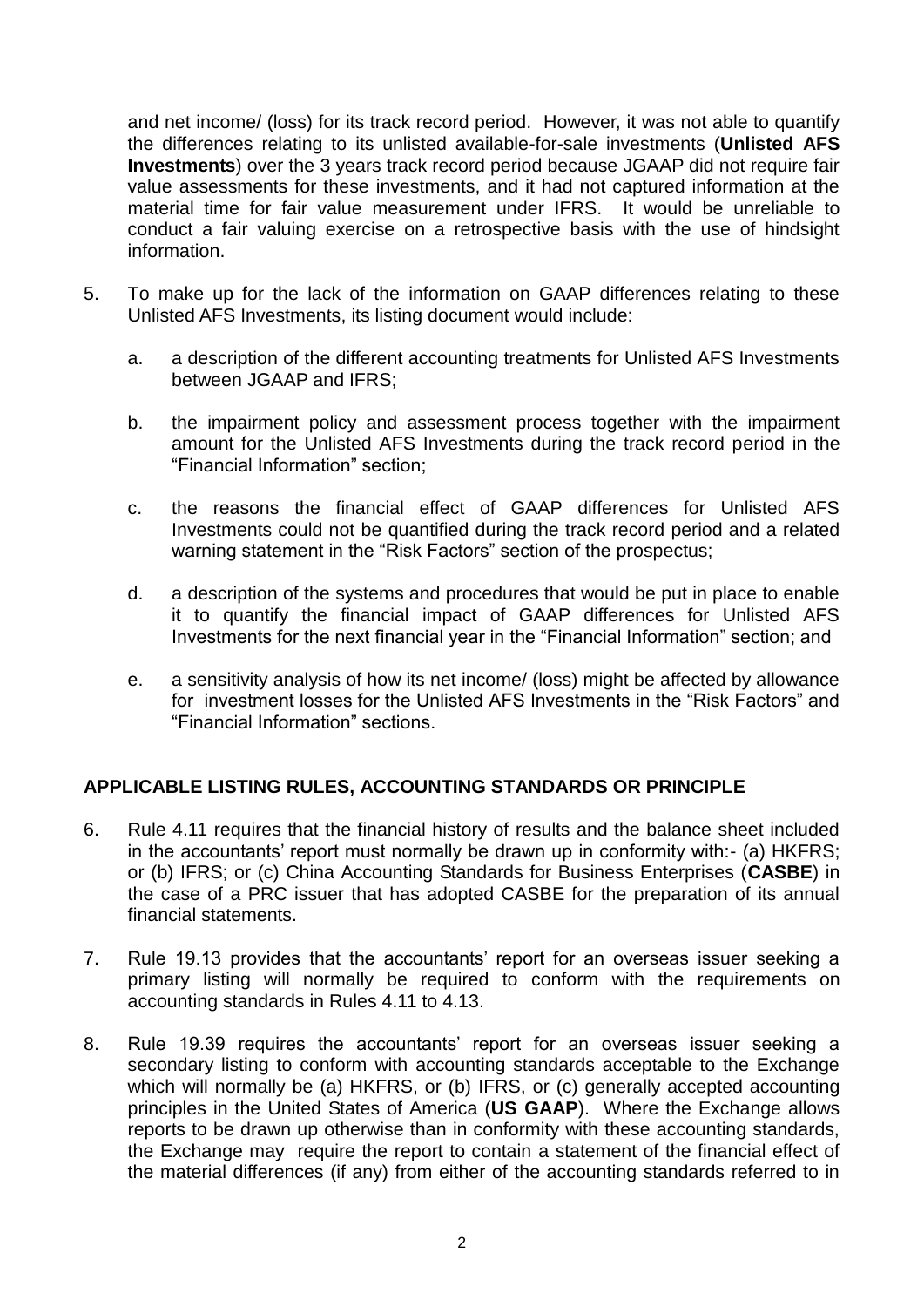and net income/ (loss) for its track record period. However, it was not able to quantify the differences relating to its unlisted available-for-sale investments (**Unlisted AFS Investments**) over the 3 years track record period because JGAAP did not require fair value assessments for these investments, and it had not captured information at the material time for fair value measurement under IFRS. It would be unreliable to conduct a fair valuing exercise on a retrospective basis with the use of hindsight information.

5. To make up for the lack of the information on GAAP differences relating to these Unlisted AFS Investments, its listing document would include:

   a. a description of the different accounting treatments for Unlisted AFS Investments between JGAAP and IFRS;

   b. the impairment policy and assessment process together with the impairment amount for the Unlisted AFS Investments during the track record period in the "Financial Information" section;

   c. the reasons the financial effect of GAAP differences for Unlisted AFS Investments could not be quantified during the track record period and a related warning statement in the "Risk Factors" section of the prospectus;

   d. a description of the systems and procedures that would be put in place to enable it to quantify the financial impact of GAAP differences for Unlisted AFS Investments for the next financial year in the "Financial Information" section; and

   e. a sensitivity analysis of how its net income/ (loss) might be affected by allowance for investment losses for the Unlisted AFS Investments in the "Risk Factors" and "Financial Information" sections.

## APPLICABLE LISTING RULES, ACCOUNTING STANDARDS OR PRINCIPLE

6. Rule 4.11 requires that the financial history of results and the balance sheet included in the accountants' report must normally be drawn up in conformity with:- (a) HKFRS; or (b) IFRS; or (c) China Accounting Standards for Business Enterprises (**CASBE**) in the case of a PRC issuer that has adopted CASBE for the preparation of its annual financial statements.

7. Rule 19.13 provides that the accountants' report for an overseas issuer seeking a primary listing will normally be required to conform with the requirements on accounting standards in Rules 4.11 to 4.13.

8. Rule 19.39 requires the accountants' report for an overseas issuer seeking a secondary listing to conform with accounting standards acceptable to the Exchange which will normally be (a) HKFRS, or (b) IFRS, or (c) generally accepted accounting principles in the United States of America (**US GAAP**). Where the Exchange allows reports to be drawn up otherwise than in conformity with these accounting standards, the Exchange may require the report to contain a statement of the financial effect of the material differences (if any) from either of the accounting standards referred to in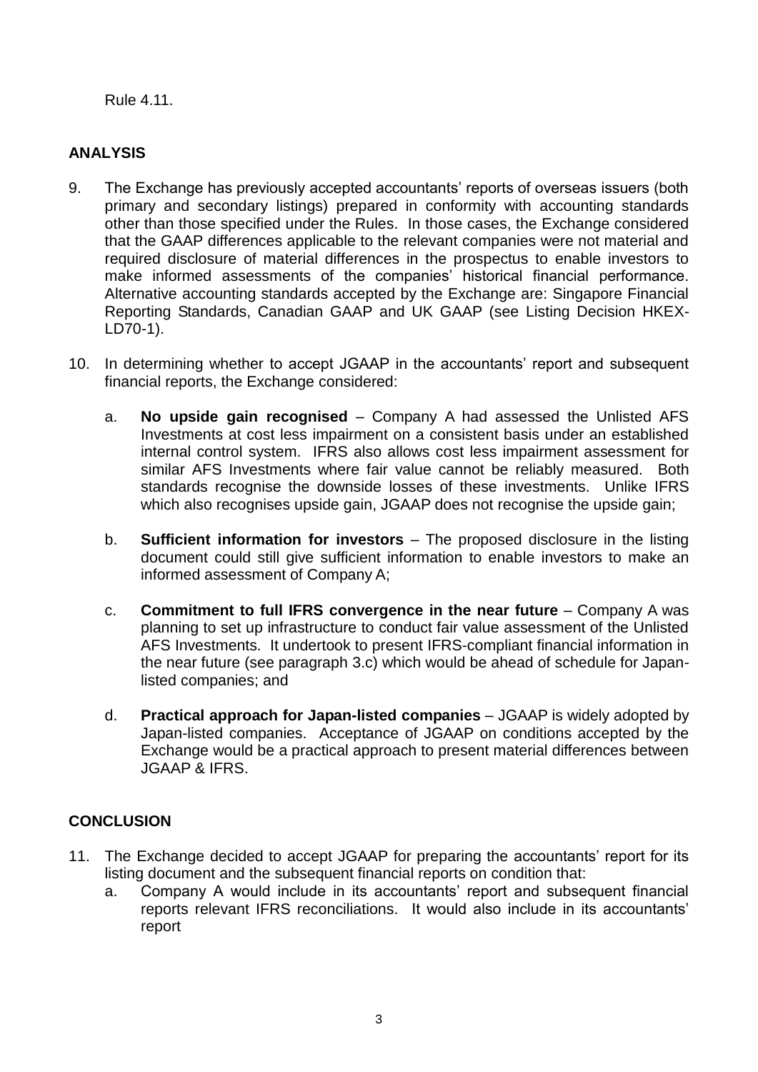Rule 4.11.

## ANALYSIS

9. The Exchange has previously accepted accountants' reports of overseas issuers (both primary and secondary listings) prepared in conformity with accounting standards other than those specified under the Rules. In those cases, the Exchange considered that the GAAP differences applicable to the relevant companies were not material and required disclosure of material differences in the prospectus to enable investors to make informed assessments of the companies' historical financial performance. Alternative accounting standards accepted by the Exchange are: Singapore Financial Reporting Standards, Canadian GAAP and UK GAAP (see Listing Decision HKEX-LD70-1).

10. In determining whether to accept JGAAP in the accountants' report and subsequent financial reports, the Exchange considered:

    a. **No upside gain recognised** – Company A had assessed the Unlisted AFS Investments at cost less impairment on a consistent basis under an established internal control system. IFRS also allows cost less impairment assessment for similar AFS Investments where fair value cannot be reliably measured. Both standards recognise the downside losses of these investments. Unlike IFRS which also recognises upside gain, JGAAP does not recognise the upside gain;

    b. **Sufficient information for investors** – The proposed disclosure in the listing document could still give sufficient information to enable investors to make an informed assessment of Company A;

    c. **Commitment to full IFRS convergence in the near future** – Company A was planning to set up infrastructure to conduct fair value assessment of the Unlisted AFS Investments. It undertook to present IFRS-compliant financial information in the near future (see paragraph 3.c) which would be ahead of schedule for Japan-listed companies; and

    d. **Practical approach for Japan-listed companies** – JGAAP is widely adopted by Japan-listed companies. Acceptance of JGAAP on conditions accepted by the Exchange would be a practical approach to present material differences between JGAAP & IFRS.

## CONCLUSION

11. The Exchange decided to accept JGAAP for preparing the accountants' report for its listing document and the subsequent financial reports on condition that:
    a. Company A would include in its accountants' report and subsequent financial reports relevant IFRS reconciliations. It would also include in its accountants' report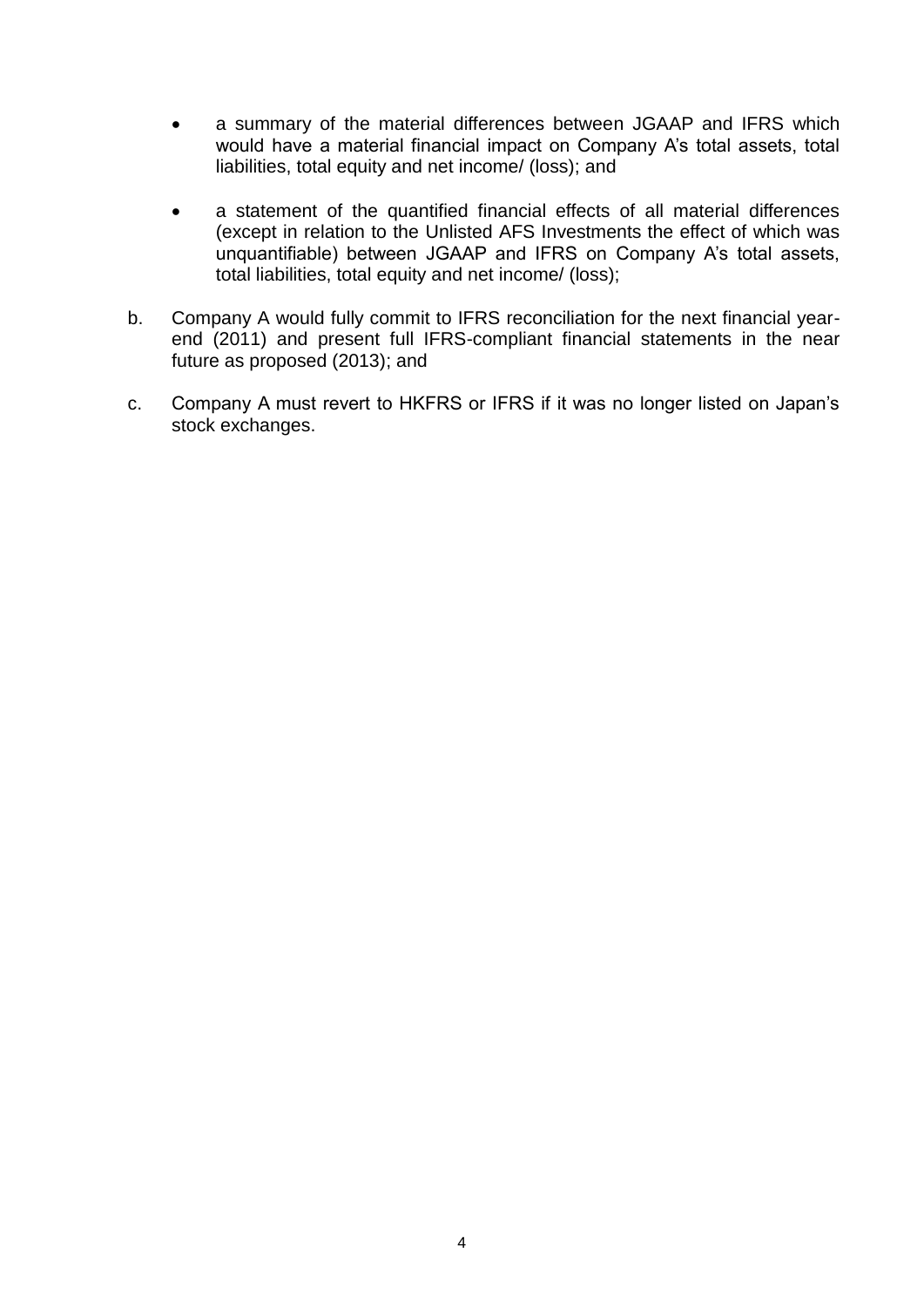- a summary of the material differences between JGAAP and IFRS which would have a material financial impact on Company A's total assets, total liabilities, total equity and net income/ (loss); and

- a statement of the quantified financial effects of all material differences (except in relation to the Unlisted AFS Investments the effect of which was unquantifiable) between JGAAP and IFRS on Company A's total assets, total liabilities, total equity and net income/ (loss);

b. Company A would fully commit to IFRS reconciliation for the next financial year-end (2011) and present full IFRS-compliant financial statements in the near future as proposed (2013); and

c. Company A must revert to HKFRS or IFRS if it was no longer listed on Japan's stock exchanges.